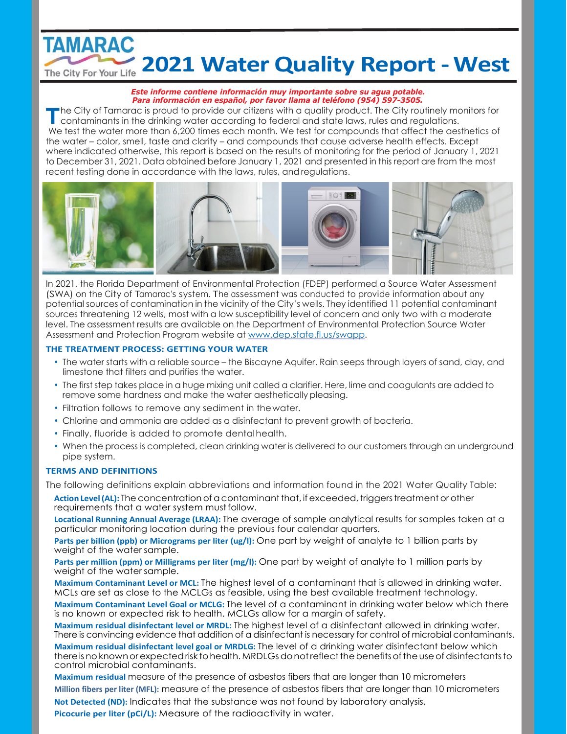TAMARAC

The City For Your Life

# 2021 Water Quality Report - West

***Este informe contiene información muy importante sobre su agua potable.***
***Para información en español, por favor llama al teléfono (954) 597-3505.***

The City of Tamarac is proud to provide our citizens with a quality product. The City routinely monitors for contaminants in the drinking water according to federal and state laws, rules and regulations. We test the water more than 6,200 times each month. We test for compounds that affect the aesthetics of the water – color, smell, taste and clarity – and compounds that cause adverse health effects. Except where indicated otherwise, this report is based on the results of monitoring for the period of January 1, 2021 to December 31, 2021. Data obtained before January 1, 2021 and presented in this report are from the most recent testing done in accordance with the laws, rules, and regulations.

In 2021, the Florida Department of Environmental Protection (FDEP) performed a Source Water Assessment (SWA) on the City of Tamarac's system. The assessment was conducted to provide information about any potential sources of contamination in the vicinity of the City's wells. They identified 11 potential contaminant sources threatening 12 wells, most with a low susceptibility level of concern and only two with a moderate level. The assessment results are available on the Department of Environmental Protection Source Water Assessment and Protection Program website at www.dep.state.fl.us/swapp.

## THE TREATMENT PROCESS: GETTING YOUR WATER

- The water starts with a reliable source – the Biscayne Aquifer. Rain seeps through layers of sand, clay, and limestone that filters and purifies the water.
- The first step takes place in a huge mixing unit called a clarifier. Here, lime and coagulants are added to remove some hardness and make the water aesthetically pleasing.
- Filtration follows to remove any sediment in the water.
- Chlorine and ammonia are added as a disinfectant to prevent growth of bacteria.
- Finally, fluoride is added to promote dental health.
- When the process is completed, clean drinking water is delivered to our customers through an underground pipe system.

## TERMS AND DEFINITIONS

The following definitions explain abbreviations and information found in the 2021 Water Quality Table:

**Action Level (AL):** The concentration of a contaminant that, if exceeded, triggers treatment or other requirements that a water system must follow.

**Locational Running Annual Average (LRAA):** The average of sample analytical results for samples taken at a particular monitoring location during the previous four calendar quarters.

**Parts per billion (ppb) or Micrograms per liter (ug/l):** One part by weight of analyte to 1 billion parts by weight of the water sample.

**Parts per million (ppm) or Milligrams per liter (mg/l):** One part by weight of analyte to 1 million parts by weight of the water sample.

**Maximum Contaminant Level or MCL:** The highest level of a contaminant that is allowed in drinking water. MCLs are set as close to the MCLGs as feasible, using the best available treatment technology.

**Maximum Contaminant Level Goal or MCLG:** The level of a contaminant in drinking water below which there is no known or expected risk to health. MCLGs allow for a margin of safety.

**Maximum residual disinfectant level or MRDL:** The highest level of a disinfectant allowed in drinking water. There is convincing evidence that addition of a disinfectant is necessary for control of microbial contaminants.

**Maximum residual disinfectant level goal or MRDLG:** The level of a drinking water disinfectant below which there is no known or expected risk to health. MRDLGs do not reflect the benefits of the use of disinfectants to control microbial contaminants.

**Maximum residual** measure of the presence of asbestos fibers that are longer than 10 micrometers

**Million fibers per liter (MFL):** measure of the presence of asbestos fibers that are longer than 10 micrometers

**Not Detected (ND):** Indicates that the substance was not found by laboratory analysis.

**Picocurie per liter (pCi/L):** Measure of the radioactivity in water.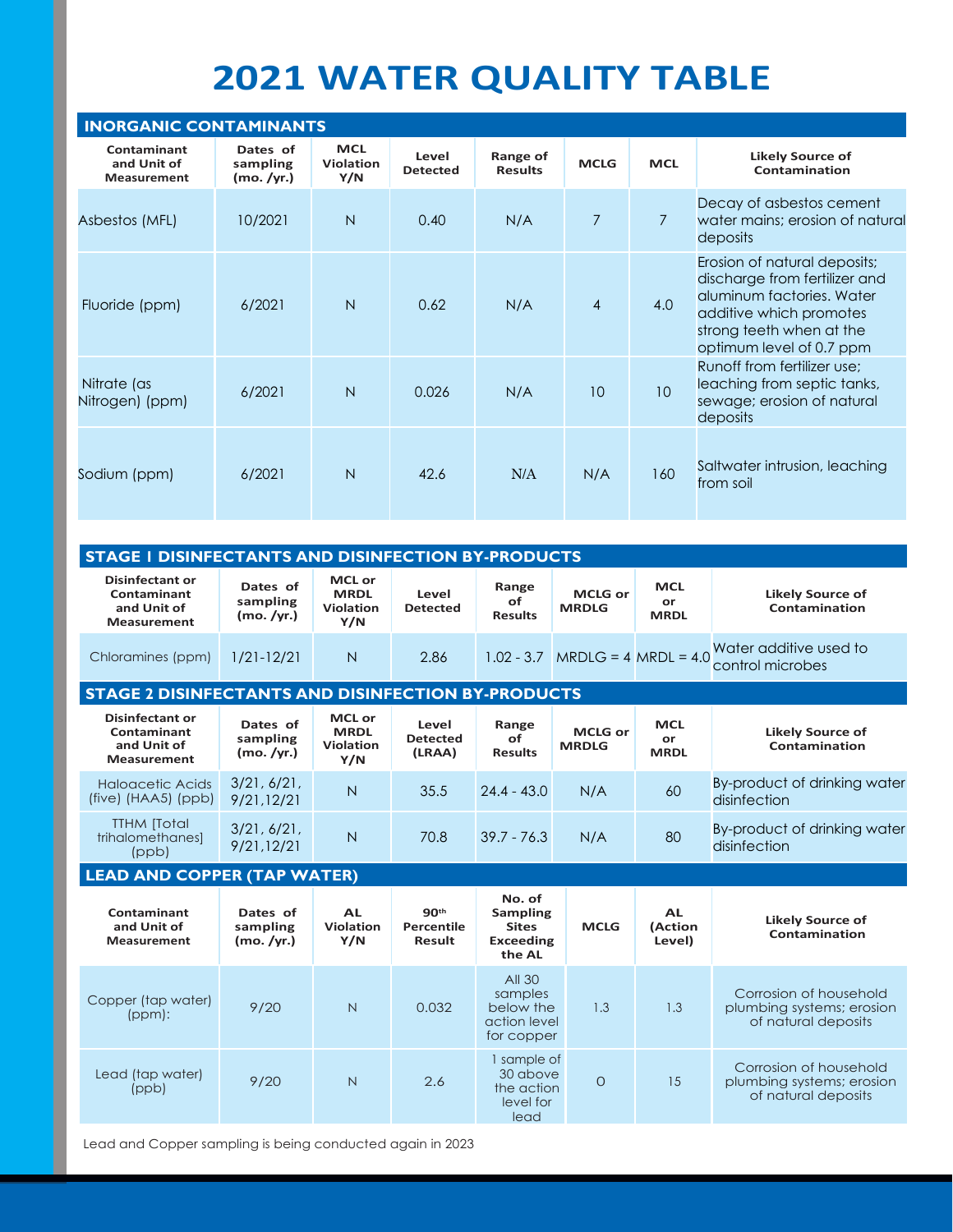# 2021 WATER QUALITY TABLE

## INORGANIC CONTAMINANTS

| Contaminant and Unit of Measurement | Dates of sampling (mo. /yr.) | MCL Violation Y/N | Level Detected | Range of Results | MCLG | MCL | Likely Source of Contamination |
|---|---|---|---|---|---|---|---|
| Asbestos (MFL) | 10/2021 | N | 0.40 | N/A | 7 | 7 | Decay of asbestos cement water mains; erosion of natural deposits |
| Fluoride (ppm) | 6/2021 | N | 0.62 | N/A | 4 | 4.0 | Erosion of natural deposits; discharge from fertilizer and aluminum factories. Water additive which promotes strong teeth when at the optimum level of 0.7 ppm |
| Nitrate (as Nitrogen) (ppm) | 6/2021 | N | 0.026 | N/A | 10 | 10 | Runoff from fertilizer use; leaching from septic tanks, sewage; erosion of natural deposits |
| Sodium (ppm) | 6/2021 | N | 42.6 | N/A | N/A | 160 | Saltwater intrusion, leaching from soil |

## STAGE 1 DISINFECTANTS AND DISINFECTION BY-PRODUCTS

| Disinfectant or Contaminant and Unit of Measurement | Dates of sampling (mo. /yr.) | MCL or MRDL Violation Y/N | Level Detected | Range of Results | MCLG or MRDLG | MCL or MRDL | Likely Source of Contamination |
|---|---|---|---|---|---|---|---|
| Chloramines (ppm) | 1/21-12/21 | N | 2.86 | 1.02 - 3.7 | MRDLG = 4 | MRDL = 4.0 | Water additive used to control microbes |

## STAGE 2 DISINFECTANTS AND DISINFECTION BY-PRODUCTS

| Disinfectant or Contaminant and Unit of Measurement | Dates of sampling (mo. /yr.) | MCL or MRDL Violation Y/N | Level Detected (LRAA) | Range of Results | MCLG or MRDLG | MCL or MRDL | Likely Source of Contamination |
|---|---|---|---|---|---|---|---|
| Haloacetic Acids (five) (HAA5) (ppb) | 3/21, 6/21, 9/21,12/21 | N | 35.5 | 24.4 - 43.0 | N/A | 60 | By-product of drinking water disinfection |
| TTHM [Total trihalomethanes] (ppb) | 3/21, 6/21, 9/21,12/21 | N | 70.8 | 39.7 - 76.3 | N/A | 80 | By-product of drinking water disinfection |

## LEAD AND COPPER (TAP WATER)

| Contaminant and Unit of Measurement | Dates of sampling (mo. /yr.) | AL Violation Y/N | 90th Percentile Result | No. of Sampling Sites Exceeding the AL | MCLG | AL (Action Level) | Likely Source of Contamination |
|---|---|---|---|---|---|---|---|
| Copper (tap water) (ppm): | 9/20 | N | 0.032 | All 30 samples below the action level for copper | 1.3 | 1.3 | Corrosion of household plumbing systems; erosion of natural deposits |
| Lead (tap water) (ppb) | 9/20 | N | 2.6 | 1 sample of 30 above the action level for lead | 0 | 15 | Corrosion of household plumbing systems; erosion of natural deposits |

Lead and Copper sampling is being conducted again in 2023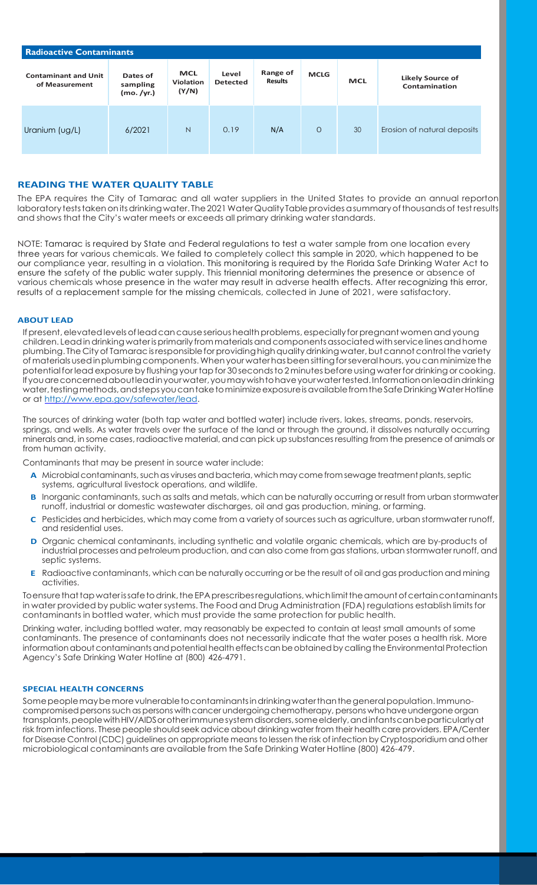## Radioactive Contaminants

| Contaminant and Unit of Measurement | Dates of sampling (mo. /yr.) | MCL Violation (Y/N) | Level Detected | Range of Results | MCLG | MCL | Likely Source of Contamination |
|---|---|---|---|---|---|---|---|
| Uranium (ug/L) | 6/2021 | N | 0.19 | N/A | 0 | 30 | Erosion of natural deposits |

## READING THE WATER QUALITY TABLE

The EPA requires the City of Tamarac and all water suppliers in the United States to provide an annual reporton laboratory tests taken on its drinking water. The 2021 Water Quality Table provides a summary of thousands of test results and shows that the City's water meets or exceeds all primary drinking water standards.

NOTE: Tamarac is required by State and Federal regulations to test a water sample from one location every three years for various chemicals. We failed to completely collect this sample in 2020, which happened to be our compliance year, resulting in a violation. This monitoring is required by the Florida Safe Drinking Water Act to ensure the safety of the public water supply. This triennial monitoring determines the presence or absence of various chemicals whose presence in the water may result in adverse health effects. After recognizing this error, results of a replacement sample for the missing chemicals, collected in June of 2021, were satisfactory.

### ABOUT LEAD

If present, elevated levels of lead can cause serious health problems, especially for pregnant women and young children. Lead in drinking water is primarily from materials and components associated with service lines and home plumbing. The City of Tamarac is responsible for providing high quality drinking water, but cannot control the variety of materials used in plumbing components. When your water has been sitting for several hours, you can minimize the potential for lead exposure by flushing your tap for 30 seconds to 2 minutes before using water for drinking or cooking. If you are concerned about lead in your water, you may wish to have your water tested. Information on lead in drinking water, testing methods, and steps you can take to minimize exposure is available from the Safe Drinking Water Hotline or at http://www.epa.gov/safewater/lead.

The sources of drinking water (both tap water and bottled water) include rivers, lakes, streams, ponds, reservoirs, springs, and wells. As water travels over the surface of the land or through the ground, it dissolves naturally occurring minerals and, in some cases, radioactive material, and can pick up substances resulting from the presence of animals or from human activity.

Contaminants that may be present in source water include:

- **A** Microbial contaminants, such as viruses and bacteria, which may come from sewage treatment plants, septic systems, agricultural livestock operations, and wildlife.
- **B** Inorganic contaminants, such as salts and metals, which can be naturally occurring or result from urban stormwater runoff, industrial or domestic wastewater discharges, oil and gas production, mining, or farming.
- **C** Pesticides and herbicides, which may come from a variety of sources such as agriculture, urban stormwater runoff, and residential uses.
- **D** Organic chemical contaminants, including synthetic and volatile organic chemicals, which are by-products of industrial processes and petroleum production, and can also come from gas stations, urban stormwater runoff, and septic systems.
- **E** Radioactive contaminants, which can be naturally occurring or be the result of oil and gas production and mining activities.

To ensure that tap water is safe to drink, the EPA prescribes regulations, which limit the amount of certain contaminants in water provided by public water systems. The Food and Drug Administration (FDA) regulations establish limits for contaminants in bottled water, which must provide the same protection for public health.

Drinking water, including bottled water, may reasonably be expected to contain at least small amounts of some contaminants. The presence of contaminants does not necessarily indicate that the water poses a health risk. More information about contaminants and potential health effects can be obtained by calling the Environmental Protection Agency's Safe Drinking Water Hotline at (800) 426-4791.

### SPECIAL HEALTH CONCERNS

Some people may be more vulnerable to contaminants in drinking water than the general population. Immuno-compromised persons such as persons with cancer undergoing chemotherapy, persons who have undergone organ transplants, people with HIV/AIDS or other immune system disorders, some elderly, and infants can be particularly at risk from infections. These people should seek advice about drinking water from their health care providers. EPA/Center for Disease Control (CDC) guidelines on appropriate means to lessen the risk of infection by Cryptosporidium and other microbiological contaminants are available from the Safe Drinking Water Hotline (800) 426-479.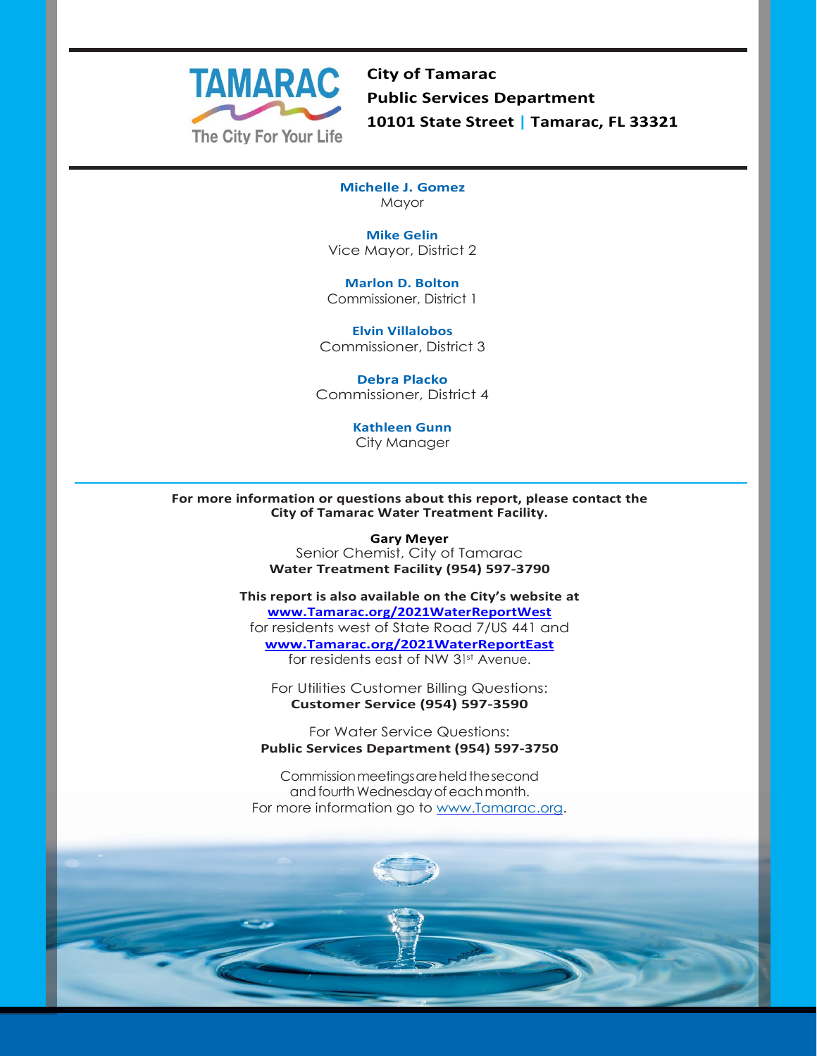TAMARAC
The City For Your Life

**City of Tamarac**
**Public Services Department**
**10101 State Street | Tamarac, FL 33321**

**Michelle J. Gomez**
Mayor

**Mike Gelin**
Vice Mayor, District 2

**Marlon D. Bolton**
Commissioner, District 1

**Elvin Villalobos**
Commissioner, District 3

**Debra Placko**
Commissioner, District 4

**Kathleen Gunn**
City Manager

---

**For more information or questions about this report, please contact the City of Tamarac Water Treatment Facility.**

**Gary Meyer**
Senior Chemist, City of Tamarac
**Water Treatment Facility (954) 597-3790**

**This report is also available on the City's website at**
**www.Tamarac.org/2021WaterReportWest**
for residents west of State Road 7/US 441 and
**www.Tamarac.org/2021WaterReportEast**
for residents east of NW 31st Avenue.

For Utilities Customer Billing Questions:
**Customer Service (954) 597-3590**

For Water Service Questions:
**Public Services Department (954) 597-3750**

Commission meetings are held the second and fourth Wednesday of each month.
For more information go to www.Tamarac.org.